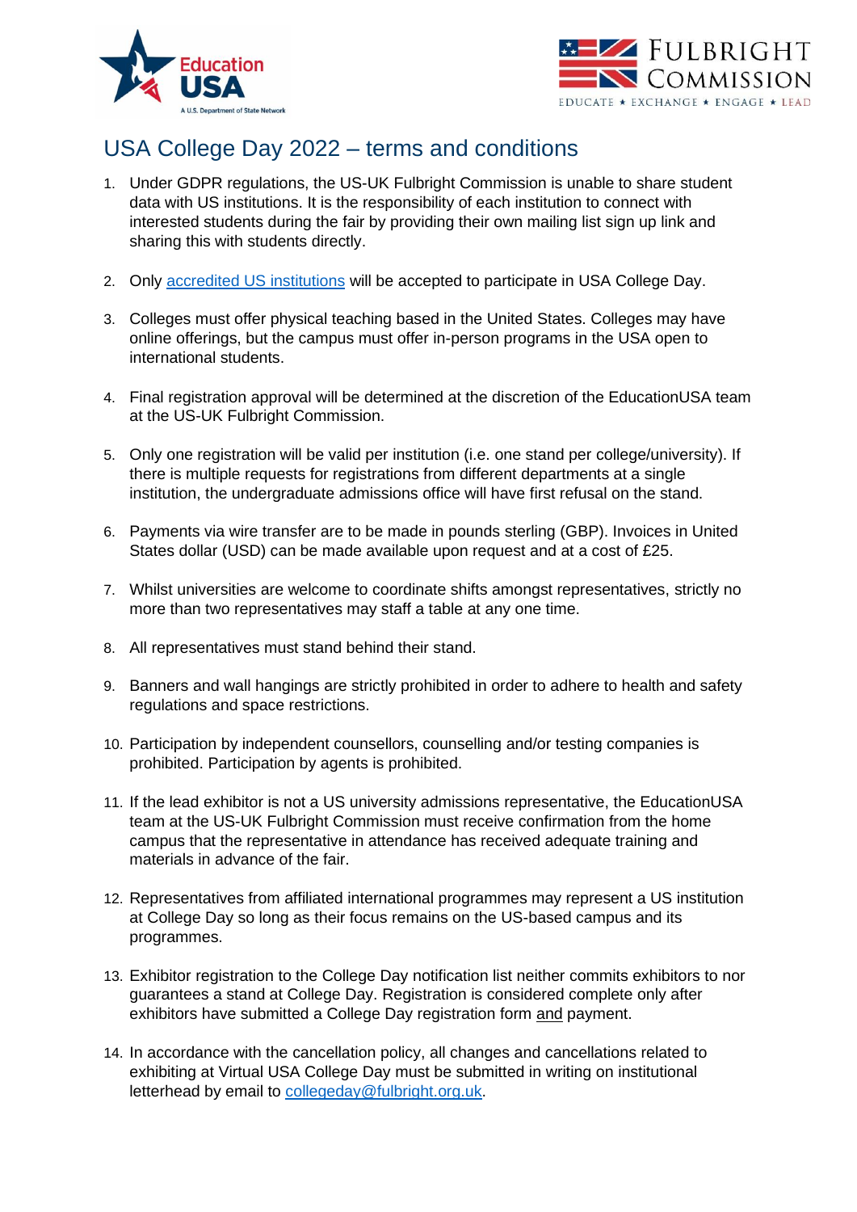# USA College Day 2022 – terms and conditions

1. Under GDPR regulations, the US-UK Fulbright Commission is unable to share student data with US institutions. It is the responsibility of each institution to connect with interested students during the fair by providing their own mailing list sign up link and sharing this with students directly.

2. Only [accredited US institutions](#) will be accepted to participate in USA College Day.

3. Colleges must offer physical teaching based in the United States. Colleges may have online offerings, but the campus must offer in-person programs in the USA open to international students.

4. Final registration approval will be determined at the discretion of the EducationUSA team at the US-UK Fulbright Commission.

5. Only one registration will be valid per institution (i.e. one stand per college/university). If there is multiple requests for registrations from different departments at a single institution, the undergraduate admissions office will have first refusal on the stand.

6. Payments via wire transfer are to be made in pounds sterling (GBP). Invoices in United States dollar (USD) can be made available upon request and at a cost of £25.

7. Whilst universities are welcome to coordinate shifts amongst representatives, strictly no more than two representatives may staff a table at any one time.

8. All representatives must stand behind their stand.

9. Banners and wall hangings are strictly prohibited in order to adhere to health and safety regulations and space restrictions.

10. Participation by independent counsellors, counselling and/or testing companies is prohibited. Participation by agents is prohibited.

11. If the lead exhibitor is not a US university admissions representative, the EducationUSA team at the US-UK Fulbright Commission must receive confirmation from the home campus that the representative in attendance has received adequate training and materials in advance of the fair.

12. Representatives from affiliated international programmes may represent a US institution at College Day so long as their focus remains on the US-based campus and its programmes.

13. Exhibitor registration to the College Day notification list neither commits exhibitors to nor guarantees a stand at College Day. Registration is considered complete only after exhibitors have submitted a College Day registration form <u>and</u> payment.

14. In accordance with the cancellation policy, all changes and cancellations related to exhibiting at Virtual USA College Day must be submitted in writing on institutional letterhead by email to [collegeday@fulbright.org.uk](mailto:collegeday@fulbright.org.uk).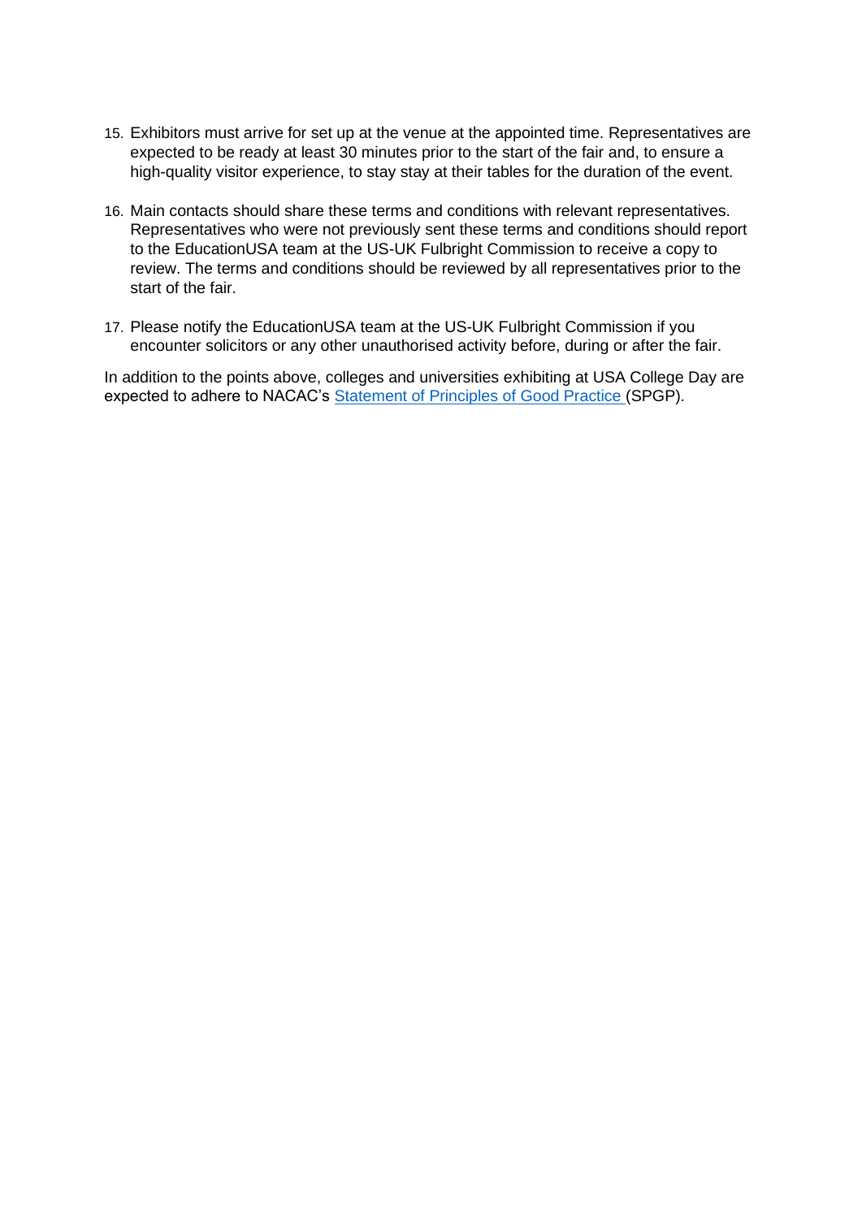15. Exhibitors must arrive for set up at the venue at the appointed time. Representatives are expected to be ready at least 30 minutes prior to the start of the fair and, to ensure a high-quality visitor experience, to stay stay at their tables for the duration of the event.

16. Main contacts should share these terms and conditions with relevant representatives. Representatives who were not previously sent these terms and conditions should report to the EducationUSA team at the US-UK Fulbright Commission to receive a copy to review. The terms and conditions should be reviewed by all representatives prior to the start of the fair.

17. Please notify the EducationUSA team at the US-UK Fulbright Commission if you encounter solicitors or any other unauthorised activity before, during or after the fair.

In addition to the points above, colleges and universities exhibiting at USA College Day are expected to adhere to NACAC's Statement of Principles of Good Practice (SPGP).